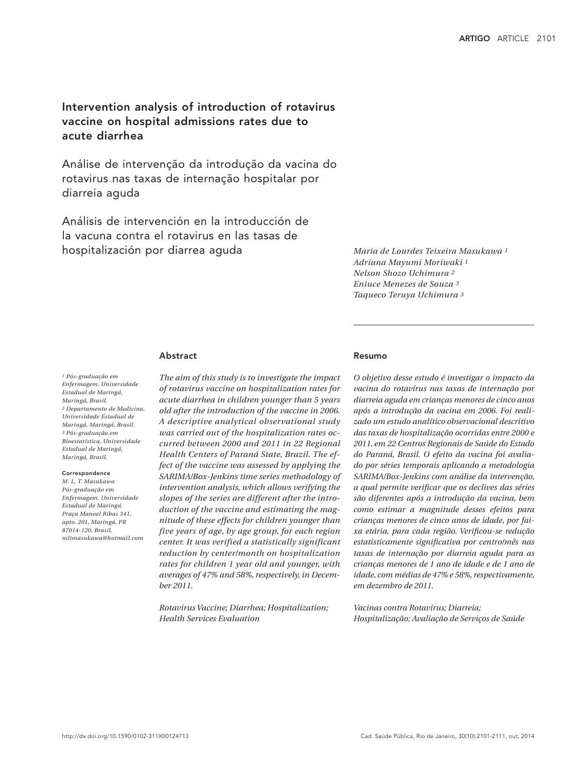# Intervention analysis of introduction of rotavirus vaccine on hospital admissions rates due to acute diarrhea

## Análise de intervenção da introdução da vacina do rotavirus nas taxas de internação hospitalar por diarreia aguda

## Análisis de intervención en la introducción de la vacuna contra el rotavirus en las tasas de hospitalización por diarrea aguda

*Maria de Lourdes Teixeira Masukawa* [1]
*Adriana Mayumi Moriwaki* [1]
*Nelson Shozo Uchimura* [2]
*Eniuce Menezes de Souza* [3]
*Taqueco Teruya Uchimura* [3]

[1] Pós-graduação em Enfermagem, Universidade Estadual de Maringá, Maringá, Brasil.
[2] Departamento de Medicina, Universidade Estadual de Maringá, Maringá, Brasil.
[3] Pós-graduação em Bioestatística, Universidade Estadual de Maringá, Maringá, Brasil.

**Correspondence**
M. L. T. Masukawa
Pós-graduação em Enfermagem, Universidade Estadual de Maringá.
Praça Manoel Ribas 341, apto. 201, Maringá, PR 87014-120, Brasil.
mltmasukawa@hotmail.com

### Abstract

*The aim of this study is to investigate the impact of rotavirus vaccine on hospitalization rates for acute diarrhea in children younger than 5 years old after the introduction of the vaccine in 2006. A descriptive analytical observational study was carried out of the hospitalization rates occurred between 2000 and 2011 in 22 Regional Health Centers of Paraná State, Brazil. The effect of the vaccine was assessed by applying the SARIMA/Box-Jenkins time series methodology of intervention analysis, which allows verifying the slopes of the series are different after the introduction of the vaccine and estimating the magnitude of these effects for children younger than five years of age, by age group, for each region center. It was verified a statistically significant reduction by center/month on hospitalization rates for children 1 year old and younger, with averages of 47% and 58%, respectively, in December 2011.*

*Rotavirus Vaccine; Diarrhea; Hospitalization; Health Services Evaluation*

### Resumo

*O objetivo desse estudo é investigar o impacto da vacina do rotavírus nas taxas de internação por diarreia aguda em crianças menores de cinco anos após a introdução da vacina em 2006. Foi realizado um estudo analítico observacional descritivo das taxas de hospitalização ocorridas entre 2000 e 2011, em 22 Centros Regionais de Saúde do Estado do Paraná, Brasil. O efeito da vacina foi avaliado por séries temporais aplicando a metodologia SARIMA/Box-Jenkins com análise da intervenção, a qual permite verificar que os declives das séries são diferentes após a introdução da vacina, bem como estimar a magnitude desses efeitos para crianças menores de cinco anos de idade, por faixa etária, para cada região. Verificou-se redução estatisticamente significativa por centro/mês nas taxas de internação por diarreia aguda para as crianças menores de 1 ano de idade e de 1 ano de idade, com médias de 47% e 58%, respectivamente, em dezembro de 2011.*

*Vacinas contra Rotavirus; Diarreia; Hospitalização; Avaliação de Serviços de Saúde*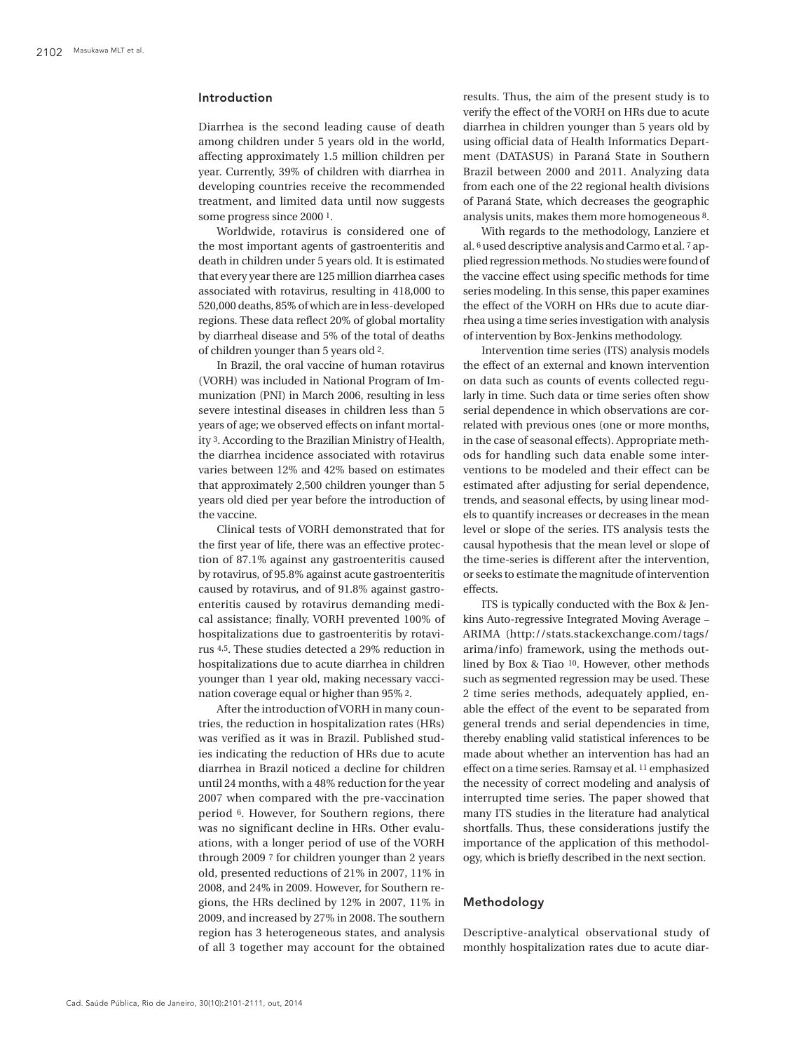## Introduction

Diarrhea is the second leading cause of death among children under 5 years old in the world, affecting approximately 1.5 million children per year. Currently, 39% of children with diarrhea in developing countries receive the recommended treatment, and limited data until now suggests some progress since 2000 [1].

Worldwide, rotavirus is considered one of the most important agents of gastroenteritis and death in children under 5 years old. It is estimated that every year there are 125 million diarrhea cases associated with rotavirus, resulting in 418,000 to 520,000 deaths, 85% of which are in less-developed regions. These data reflect 20% of global mortality by diarrheal disease and 5% of the total of deaths of children younger than 5 years old [2].

In Brazil, the oral vaccine of human rotavirus (VORH) was included in National Program of Immunization (PNI) in March 2006, resulting in less severe intestinal diseases in children less than 5 years of age; we observed effects on infant mortality [3]. According to the Brazilian Ministry of Health, the diarrhea incidence associated with rotavirus varies between 12% and 42% based on estimates that approximately 2,500 children younger than 5 years old died per year before the introduction of the vaccine.

Clinical tests of VORH demonstrated that for the first year of life, there was an effective protection of 87.1% against any gastroenteritis caused by rotavirus, of 95.8% against acute gastroenteritis caused by rotavirus, and of 91.8% against gastroenteritis caused by rotavirus demanding medical assistance; finally, VORH prevented 100% of hospitalizations due to gastroenteritis by rotavirus [4,5]. These studies detected a 29% reduction in hospitalizations due to acute diarrhea in children younger than 1 year old, making necessary vaccination coverage equal or higher than 95% [2].

After the introduction of VORH in many countries, the reduction in hospitalization rates (HRs) was verified as it was in Brazil. Published studies indicating the reduction of HRs due to acute diarrhea in Brazil noticed a decline for children until 24 months, with a 48% reduction for the year 2007 when compared with the pre-vaccination period [6]. However, for Southern regions, there was no significant decline in HRs. Other evaluations, with a longer period of use of the VORH through 2009 [7] for children younger than 2 years old, presented reductions of 21% in 2007, 11% in 2008, and 24% in 2009. However, for Southern regions, the HRs declined by 12% in 2007, 11% in 2009, and increased by 27% in 2008. The southern region has 3 heterogeneous states, and analysis of all 3 together may account for the obtained results. Thus, the aim of the present study is to verify the effect of the VORH on HRs due to acute diarrhea in children younger than 5 years old by using official data of Health Informatics Department (DATASUS) in Paraná State in Southern Brazil between 2000 and 2011. Analyzing data from each one of the 22 regional health divisions of Paraná State, which decreases the geographic analysis units, makes them more homogeneous [8].

With regards to the methodology, Lanziere et al. [6] used descriptive analysis and Carmo et al. [7] applied regression methods. No studies were found of the vaccine effect using specific methods for time series modeling. In this sense, this paper examines the effect of the VORH on HRs due to acute diarrhea using a time series investigation with analysis of intervention by Box-Jenkins methodology.

Intervention time series (ITS) analysis models the effect of an external and known intervention on data such as counts of events collected regularly in time. Such data or time series often show serial dependence in which observations are correlated with previous ones (one or more months, in the case of seasonal effects). Appropriate methods for handling such data enable some interventions to be modeled and their effect can be estimated after adjusting for serial dependence, trends, and seasonal effects, by using linear models to quantify increases or decreases in the mean level or slope of the series. ITS analysis tests the causal hypothesis that the mean level or slope of the time-series is different after the intervention, or seeks to estimate the magnitude of intervention effects.

ITS is typically conducted with the Box & Jenkins Auto-regressive Integrated Moving Average – ARIMA (http://stats.stackexchange.com/tags/arima/info) framework, using the methods outlined by Box & Tiao [10]. However, other methods such as segmented regression may be used. These 2 time series methods, adequately applied, enable the effect of the event to be separated from general trends and serial dependencies in time, thereby enabling valid statistical inferences to be made about whether an intervention has had an effect on a time series. Ramsay et al. [11] emphasized the necessity of correct modeling and analysis of interrupted time series. The paper showed that many ITS studies in the literature had analytical shortfalls. Thus, these considerations justify the importance of the application of this methodology, which is briefly described in the next section.

## Methodology

Descriptive-analytical observational study of monthly hospitalization rates due to acute diar-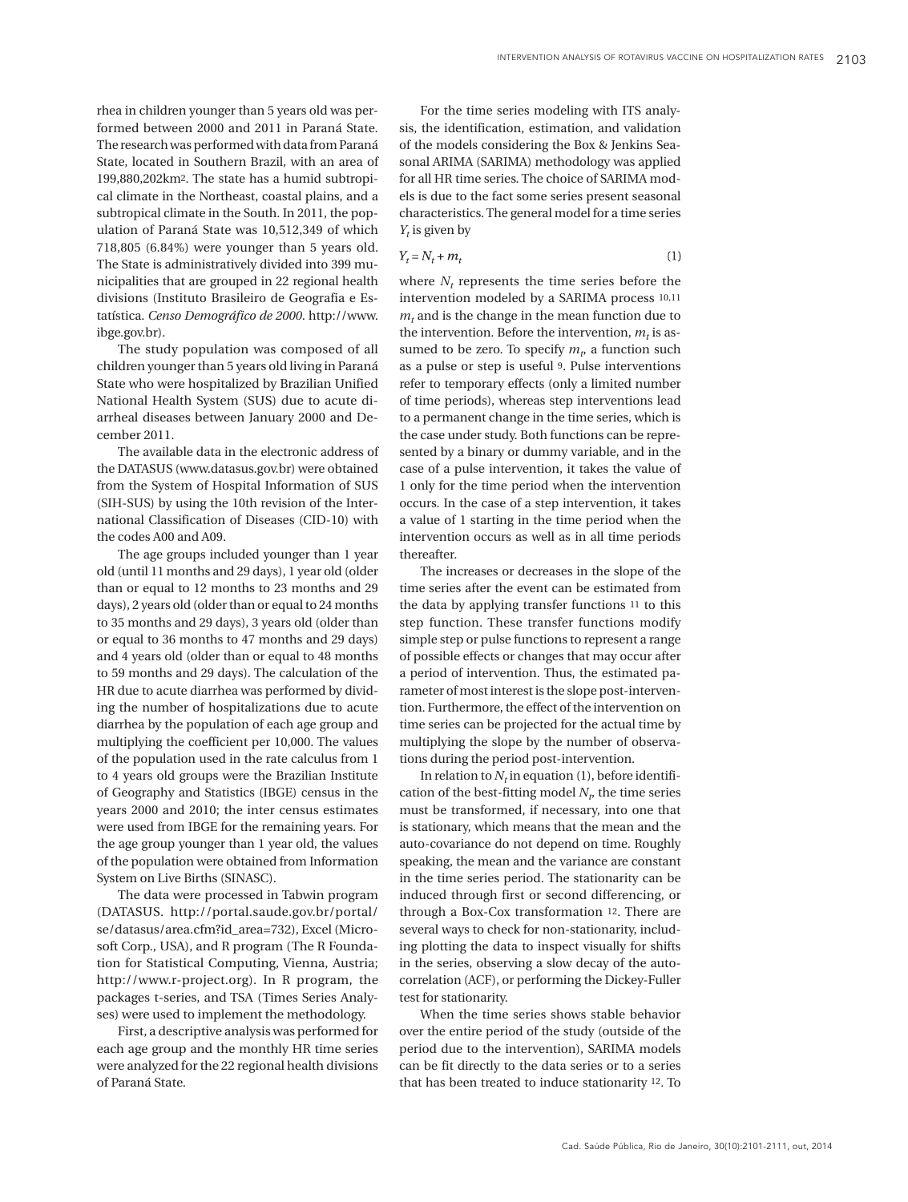rhea in children younger than 5 years old was performed between 2000 and 2011 in Paraná State. The research was performed with data from Paraná State, located in Southern Brazil, with an area of 199,880,202km². The state has a humid subtropical climate in the Northeast, coastal plains, and a subtropical climate in the South. In 2011, the population of Paraná State was 10,512,349 of which 718,805 (6.84%) were younger than 5 years old. The State is administratively divided into 399 municipalities that are grouped in 22 regional health divisions (Instituto Brasileiro de Geografia e Estatística. *Censo Demográfico de 2000*. http://www.ibge.gov.br).

The study population was composed of all children younger than 5 years old living in Paraná State who were hospitalized by Brazilian Unified National Health System (SUS) due to acute diarrheal diseases between January 2000 and December 2011.

The available data in the electronic address of the DATASUS (www.datasus.gov.br) were obtained from the System of Hospital Information of SUS (SIH-SUS) by using the 10th revision of the International Classification of Diseases (CID-10) with the codes A00 and A09.

The age groups included younger than 1 year old (until 11 months and 29 days), 1 year old (older than or equal to 12 months to 23 months and 29 days), 2 years old (older than or equal to 24 months to 35 months and 29 days), 3 years old (older than or equal to 36 months to 47 months and 29 days) and 4 years old (older than or equal to 48 months to 59 months and 29 days). The calculation of the HR due to acute diarrhea was performed by dividing the number of hospitalizations due to acute diarrhea by the population of each age group and multiplying the coefficient per 10,000. The values of the population used in the rate calculus from 1 to 4 years old groups were the Brazilian Institute of Geography and Statistics (IBGE) census in the years 2000 and 2010; the inter census estimates were used from IBGE for the remaining years. For the age group younger than 1 year old, the values of the population were obtained from Information System on Live Births (SINASC).

The data were processed in Tabwin program (DATASUS. http://portal.saude.gov.br/portal/se/datasus/area.cfm?id_area=732), Excel (Microsoft Corp., USA), and R program (The R Foundation for Statistical Computing, Vienna, Austria; http://www.r-project.org). In R program, the packages t-series, and TSA (Times Series Analyses) were used to implement the methodology.

First, a descriptive analysis was performed for each age group and the monthly HR time series were analyzed for the 22 regional health divisions of Paraná State.

For the time series modeling with ITS analysis, the identification, estimation, and validation of the models considering the Box & Jenkins Seasonal ARIMA (SARIMA) methodology was applied for all HR time series. The choice of SARIMA models is due to the fact some series present seasonal characteristics. The general model for a time series $Y_t$ is given by

$$Y_t = N_t + m_t \tag{1}$$

where $N_t$ represents the time series before the intervention modeled by a SARIMA process [10,11] $m_t$ and is the change in the mean function due to the intervention. Before the intervention, $m_t$ is assumed to be zero. To specify $m_t$, a function such as a pulse or step is useful [9]. Pulse interventions refer to temporary effects (only a limited number of time periods), whereas step interventions lead to a permanent change in the time series, which is the case under study. Both functions can be represented by a binary or dummy variable, and in the case of a pulse intervention, it takes the value of 1 only for the time period when the intervention occurs. In the case of a step intervention, it takes a value of 1 starting in the time period when the intervention occurs as well as in all time periods thereafter.

The increases or decreases in the slope of the time series after the event can be estimated from the data by applying transfer functions [11] to this step function. These transfer functions modify simple step or pulse functions to represent a range of possible effects or changes that may occur after a period of intervention. Thus, the estimated parameter of most interest is the slope post-intervention. Furthermore, the effect of the intervention on time series can be projected for the actual time by multiplying the slope by the number of observations during the period post-intervention.

In relation to $N_t$ in equation (1), before identification of the best-fitting model $N_t$, the time series must be transformed, if necessary, into one that is stationary, which means that the mean and the auto-covariance do not depend on time. Roughly speaking, the mean and the variance are constant in the time series period. The stationarity can be induced through first or second differencing, or through a Box-Cox transformation [12]. There are several ways to check for non-stationarity, including plotting the data to inspect visually for shifts in the series, observing a slow decay of the autocorrelation (ACF), or performing the Dickey-Fuller test for stationarity.

When the time series shows stable behavior over the entire period of the study (outside of the period due to the intervention), SARIMA models can be fit directly to the data series or to a series that has been treated to induce stationarity [12]. To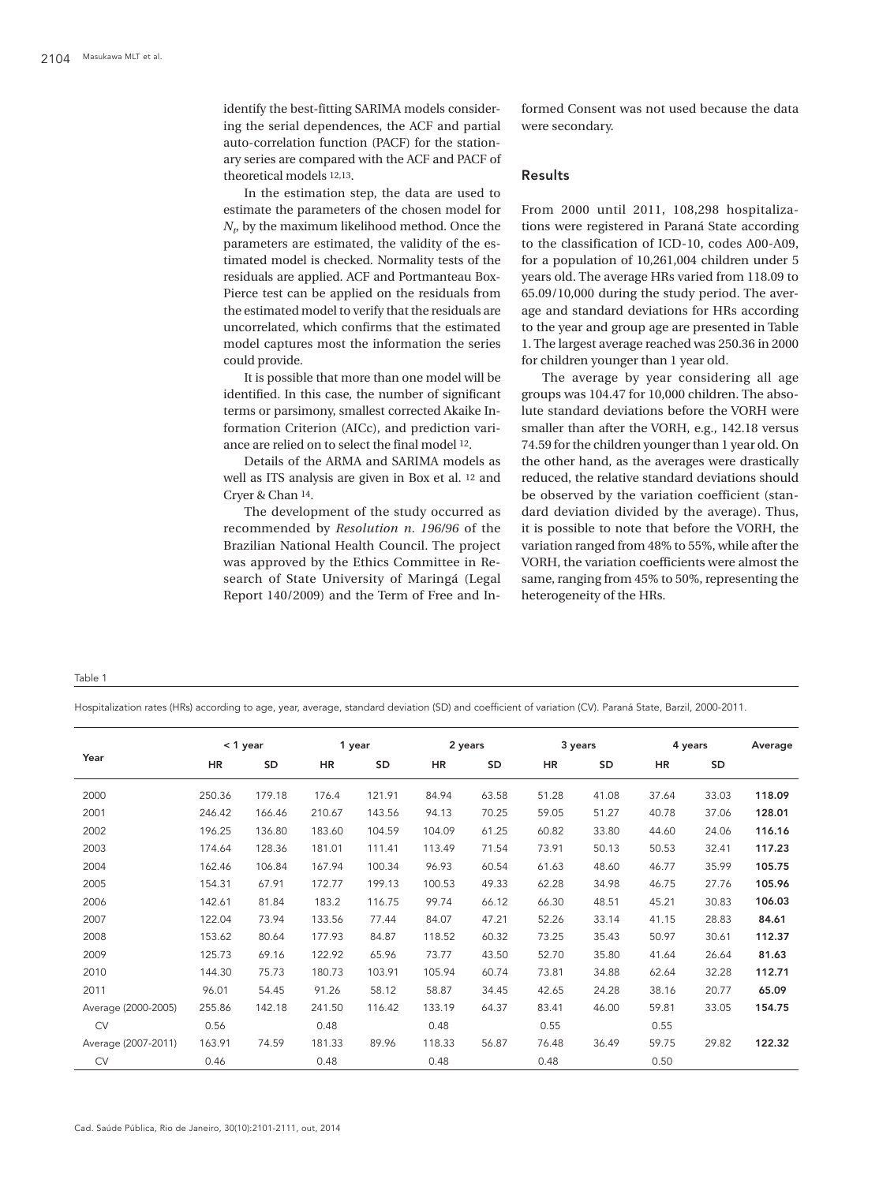identify the best-fitting SARIMA models considering the serial dependences, the ACF and partial auto-correlation function (PACF) for the stationary series are compared with the ACF and PACF of theoretical models [12,13].

In the estimation step, the data are used to estimate the parameters of the chosen model for $N_t$, by the maximum likelihood method. Once the parameters are estimated, the validity of the estimated model is checked. Normality tests of the residuals are applied. ACF and Portmanteau Box-Pierce test can be applied on the residuals from the estimated model to verify that the residuals are uncorrelated, which confirms that the estimated model captures most the information the series could provide.

It is possible that more than one model will be identified. In this case, the number of significant terms or parsimony, smallest corrected Akaike Information Criterion (AICc), and prediction variance are relied on to select the final model [12].

Details of the ARMA and SARIMA models as well as ITS analysis are given in Box et al. [12] and Cryer & Chan [14].

The development of the study occurred as recommended by *Resolution n. 196/96* of the Brazilian National Health Council. The project was approved by the Ethics Committee in Research of State University of Maringá (Legal Report 140/2009) and the Term of Free and Informed Consent was not used because the data were secondary.

## Results

From 2000 until 2011, 108,298 hospitalizations were registered in Paraná State according to the classification of ICD-10, codes A00-A09, for a population of 10,261,004 children under 5 years old. The average HRs varied from 118.09 to 65.09/10,000 during the study period. The average and standard deviations for HRs according to the year and group age are presented in Table 1. The largest average reached was 250.36 in 2000 for children younger than 1 year old.

The average by year considering all age groups was 104.47 for 10,000 children. The absolute standard deviations before the VORH were smaller than after the VORH, e.g., 142.18 versus 74.59 for the children younger than 1 year old. On the other hand, as the averages were drastically reduced, the relative standard deviations should be observed by the variation coefficient (standard deviation divided by the average). Thus, it is possible to note that before the VORH, the variation ranged from 48% to 55%, while after the VORH, the variation coefficients were almost the same, ranging from 45% to 50%, representing the heterogeneity of the HRs.

Table 1

Hospitalization rates (HRs) according to age, year, average, standard deviation (SD) and coefficient of variation (CV). Paraná State, Barzil, 2000-2011.

| Year | < 1 year | | 1 year | | 2 years | | 3 years | | 4 years | | Average |
|---|---|---|---|---|---|---|---|---|---|---|---|
| | HR | SD | HR | SD | HR | SD | HR | SD | HR | SD | |
| 2000 | 250.36 | 179.18 | 176.4 | 121.91 | 84.94 | 63.58 | 51.28 | 41.08 | 37.64 | 33.03 | **118.09** |
| 2001 | 246.42 | 166.46 | 210.67 | 143.56 | 94.13 | 70.25 | 59.05 | 51.27 | 40.78 | 37.06 | **128.01** |
| 2002 | 196.25 | 136.80 | 183.60 | 104.59 | 104.09 | 61.25 | 60.82 | 33.80 | 44.60 | 24.06 | **116.16** |
| 2003 | 174.64 | 128.36 | 181.01 | 111.41 | 113.49 | 71.54 | 73.91 | 50.13 | 50.53 | 32.41 | **117.23** |
| 2004 | 162.46 | 106.84 | 167.94 | 100.34 | 96.93 | 60.54 | 61.63 | 48.60 | 46.77 | 35.99 | **105.75** |
| 2005 | 154.31 | 67.91 | 172.77 | 199.13 | 100.53 | 49.33 | 62.28 | 34.98 | 46.75 | 27.76 | **105.96** |
| 2006 | 142.61 | 81.84 | 183.2 | 116.75 | 99.74 | 66.12 | 66.30 | 48.51 | 45.21 | 30.83 | **106.03** |
| 2007 | 122.04 | 73.94 | 133.56 | 77.44 | 84.07 | 47.21 | 52.26 | 33.14 | 41.15 | 28.83 | **84.61** |
| 2008 | 153.62 | 80.64 | 177.93 | 84.87 | 118.52 | 60.32 | 73.25 | 35.43 | 50.97 | 30.61 | **112.37** |
| 2009 | 125.73 | 69.16 | 122.92 | 65.96 | 73.77 | 43.50 | 52.70 | 35.80 | 41.64 | 26.64 | **81.63** |
| 2010 | 144.30 | 75.73 | 180.73 | 103.91 | 105.94 | 60.74 | 73.81 | 34.88 | 62.64 | 32.28 | **112.71** |
| 2011 | 96.01 | 54.45 | 91.26 | 58.12 | 58.87 | 34.45 | 42.65 | 24.28 | 38.16 | 20.77 | **65.09** |
| Average (2000-2005) | 255.86 | 142.18 | 241.50 | 116.42 | 133.19 | 64.37 | 83.41 | 46.00 | 59.81 | 33.05 | **154.75** |
| CV | 0.56 | | 0.48 | | 0.48 | | 0.55 | | 0.55 | | |
| Average (2007-2011) | 163.91 | 74.59 | 181.33 | 89.96 | 118.33 | 56.87 | 76.48 | 36.49 | 59.75 | 29.82 | **122.32** |
| CV | 0.46 | | 0.48 | | 0.48 | | 0.48 | | 0.50 | | |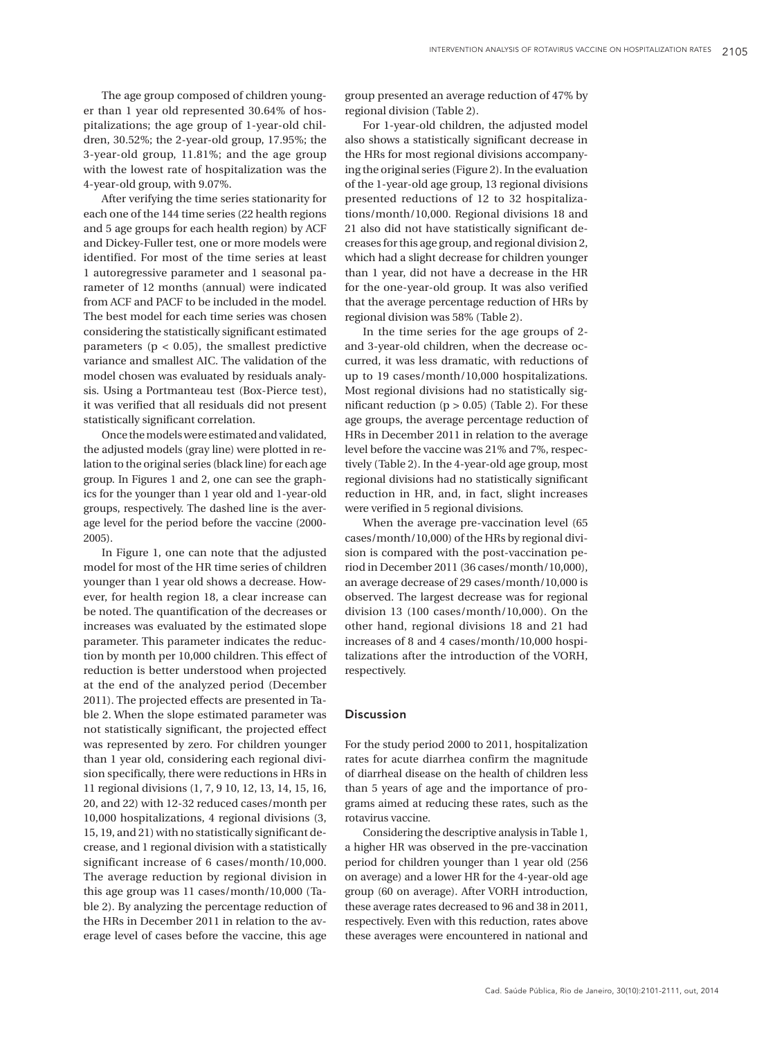The age group composed of children younger than 1 year old represented 30.64% of hospitalizations; the age group of 1-year-old children, 30.52%; the 2-year-old group, 17.95%; the 3-year-old group, 11.81%; and the age group with the lowest rate of hospitalization was the 4-year-old group, with 9.07%.

After verifying the time series stationarity for each one of the 144 time series (22 health regions and 5 age groups for each health region) by ACF and Dickey-Fuller test, one or more models were identified. For most of the time series at least 1 autoregressive parameter and 1 seasonal parameter of 12 months (annual) were indicated from ACF and PACF to be included in the model. The best model for each time series was chosen considering the statistically significant estimated parameters ($p < 0.05$), the smallest predictive variance and smallest AIC. The validation of the model chosen was evaluated by residuals analysis. Using a Portmanteau test (Box-Pierce test), it was verified that all residuals did not present statistically significant correlation.

Once the models were estimated and validated, the adjusted models (gray line) were plotted in relation to the original series (black line) for each age group. In Figures 1 and 2, one can see the graphics for the younger than 1 year old and 1-year-old groups, respectively. The dashed line is the average level for the period before the vaccine (2000-2005).

In Figure 1, one can note that the adjusted model for most of the HR time series of children younger than 1 year old shows a decrease. However, for health region 18, a clear increase can be noted. The quantification of the decreases or increases was evaluated by the estimated slope parameter. This parameter indicates the reduction by month per 10,000 children. This effect of reduction is better understood when projected at the end of the analyzed period (December 2011). The projected effects are presented in Table 2. When the slope estimated parameter was not statistically significant, the projected effect was represented by zero. For children younger than 1 year old, considering each regional division specifically, there were reductions in HRs in 11 regional divisions (1, 7, 9 10, 12, 13, 14, 15, 16, 20, and 22) with 12-32 reduced cases/month per 10,000 hospitalizations, 4 regional divisions (3, 15, 19, and 21) with no statistically significant decrease, and 1 regional division with a statistically significant increase of 6 cases/month/10,000. The average reduction by regional division in this age group was 11 cases/month/10,000 (Table 2). By analyzing the percentage reduction of the HRs in December 2011 in relation to the average level of cases before the vaccine, this age group presented an average reduction of 47% by regional division (Table 2).

For 1-year-old children, the adjusted model also shows a statistically significant decrease in the HRs for most regional divisions accompanying the original series (Figure 2). In the evaluation of the 1-year-old age group, 13 regional divisions presented reductions of 12 to 32 hospitalizations/month/10,000. Regional divisions 18 and 21 also did not have statistically significant decreases for this age group, and regional division 2, which had a slight decrease for children younger than 1 year, did not have a decrease in the HR for the one-year-old group. It was also verified that the average percentage reduction of HRs by regional division was 58% (Table 2).

In the time series for the age groups of 2- and 3-year-old children, when the decrease occurred, it was less dramatic, with reductions of up to 19 cases/month/10,000 hospitalizations. Most regional divisions had no statistically significant reduction ($p > 0.05$) (Table 2). For these age groups, the average percentage reduction of HRs in December 2011 in relation to the average level before the vaccine was 21% and 7%, respectively (Table 2). In the 4-year-old age group, most regional divisions had no statistically significant reduction in HR, and, in fact, slight increases were verified in 5 regional divisions.

When the average pre-vaccination level (65 cases/month/10,000) of the HRs by regional division is compared with the post-vaccination period in December 2011 (36 cases/month/10,000), an average decrease of 29 cases/month/10,000 is observed. The largest decrease was for regional division 13 (100 cases/month/10,000). On the other hand, regional divisions 18 and 21 had increases of 8 and 4 cases/month/10,000 hospitalizations after the introduction of the VORH, respectively.

## Discussion

For the study period 2000 to 2011, hospitalization rates for acute diarrhea confirm the magnitude of diarrheal disease on the health of children less than 5 years of age and the importance of programs aimed at reducing these rates, such as the rotavirus vaccine.

Considering the descriptive analysis in Table 1, a higher HR was observed in the pre-vaccination period for children younger than 1 year old (256 on average) and a lower HR for the 4-year-old age group (60 on average). After VORH introduction, these average rates decreased to 96 and 38 in 2011, respectively. Even with this reduction, rates above these averages were encountered in national and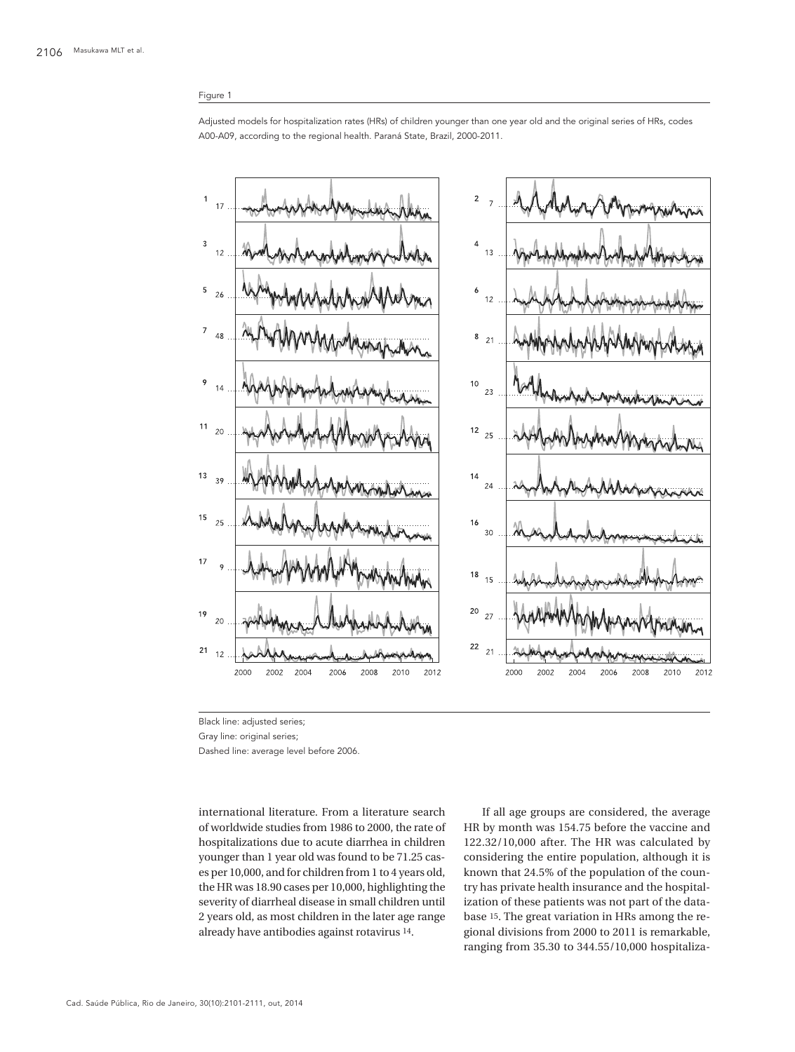Figure 1

Adjusted models for hospitalization rates (HRs) of children younger than one year old and the original series of HRs, codes A00-A09, according to the regional health. Paraná State, Brazil, 2000-2011.

Black line: adjusted series;

Gray line: original series;

Dashed line: average level before 2006.

international literature. From a literature search of worldwide studies from 1986 to 2000, the rate of hospitalizations due to acute diarrhea in children younger than 1 year old was found to be 71.25 cases per 10,000, and for children from 1 to 4 years old, the HR was 18.90 cases per 10,000, highlighting the severity of diarrheal disease in small children until 2 years old, as most children in the later age range already have antibodies against rotavirus [14].

If all age groups are considered, the average HR by month was 154.75 before the vaccine and 122.32/10,000 after. The HR was calculated by considering the entire population, although it is known that 24.5% of the population of the country has private health insurance and the hospitalization of these patients was not part of the database [15]. The great variation in HRs among the regional divisions from 2000 to 2011 is remarkable, ranging from 35.30 to 344.55/10,000 hospitaliza-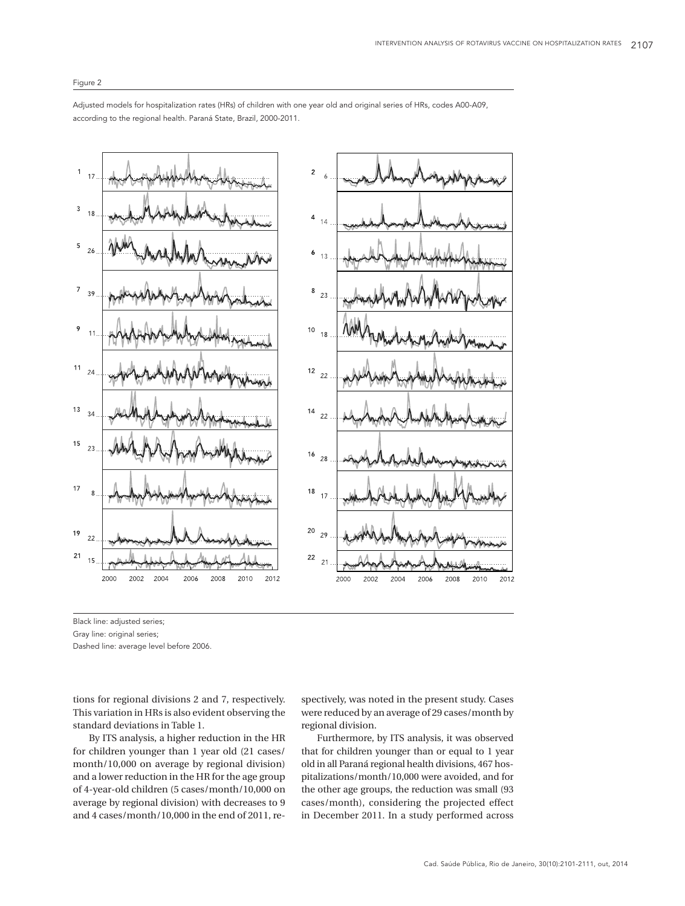Figure 2

Adjusted models for hospitalization rates (HRs) of children with one year old and original series of HRs, codes A00-A09, according to the regional health. Paraná State, Brazil, 2000-2011.

Black line: adjusted series;

Gray line: original series;

Dashed line: average level before 2006.

tions for regional divisions 2 and 7, respectively. This variation in HRs is also evident observing the standard deviations in Table 1.

By ITS analysis, a higher reduction in the HR for children younger than 1 year old (21 cases/month/10,000 on average by regional division) and a lower reduction in the HR for the age group of 4-year-old children (5 cases/month/10,000 on average by regional division) with decreases to 9 and 4 cases/month/10,000 in the end of 2011, respectively, was noted in the present study. Cases were reduced by an average of 29 cases/month by regional division.

Furthermore, by ITS analysis, it was observed that for children younger than or equal to 1 year old in all Paraná regional health divisions, 467 hospitalizations/month/10,000 were avoided, and for the other age groups, the reduction was small (93 cases/month), considering the projected effect in December 2011. In a study performed across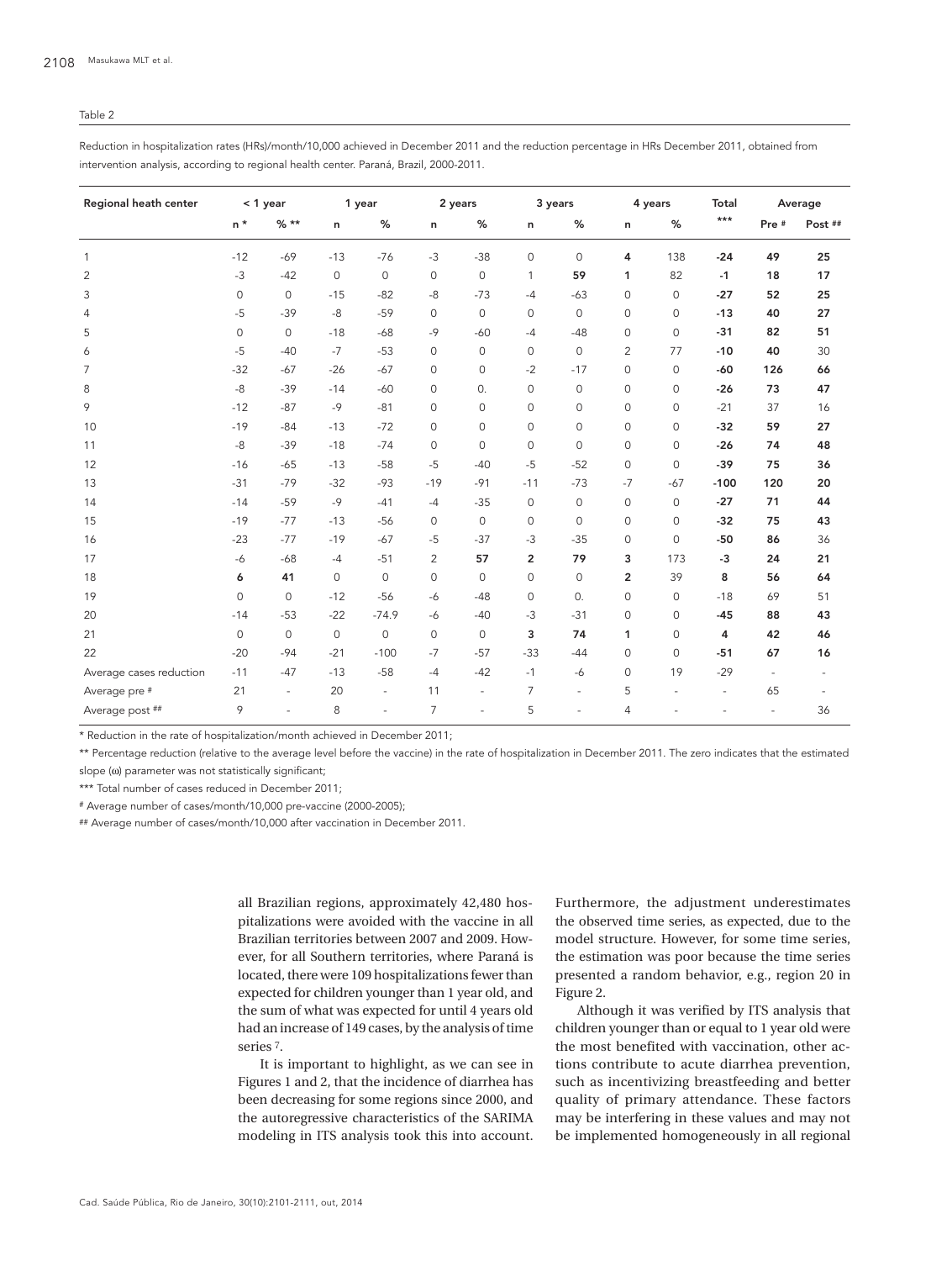Table 2

Reduction in hospitalization rates (HRs)/month/10,000 achieved in December 2011 and the reduction percentage in HRs December 2011, obtained from intervention analysis, according to regional health center. Paraná, Brazil, 2000-2011.

| Regional heath center | < 1 year | | 1 year | | 2 years | | 3 years | | 4 years | | Total | Average | |
|---|---|---|---|---|---|---|---|---|---|---|---|---|---|
| | n * | % ** | n | % | n | % | n | % | n | % | *** | Pre # | Post ## |
| 1 | -12 | -69 | -13 | -76 | -3 | -38 | 0 | 0 | **4** | 138 | **-24** | **49** | **25** |
| 2 | -3 | -42 | 0 | 0 | 0 | 0 | 1 | **59** | **1** | 82 | **-1** | **18** | **17** |
| 3 | 0 | 0 | -15 | -82 | -8 | -73 | -4 | -63 | 0 | 0 | **-27** | **52** | **25** |
| 4 | -5 | -39 | -8 | -59 | 0 | 0 | 0 | 0 | 0 | 0 | **-13** | **40** | **27** |
| 5 | 0 | 0 | -18 | -68 | -9 | -60 | -4 | -48 | 0 | 0 | **-31** | **82** | **51** |
| 6 | -5 | -40 | -7 | -53 | 0 | 0 | 0 | 0 | 2 | 77 | **-10** | **40** | 30 |
| 7 | -32 | -67 | -26 | -67 | 0 | 0 | -2 | -17 | 0 | 0 | **-60** | **126** | **66** |
| 8 | -8 | -39 | -14 | -60 | 0 | 0. | 0 | 0 | 0 | 0 | **-26** | **73** | **47** |
| 9 | -12 | -87 | -9 | -81 | 0 | 0 | 0 | 0 | 0 | 0 | -21 | 37 | 16 |
| 10 | -19 | -84 | -13 | -72 | 0 | 0 | 0 | 0 | 0 | 0 | **-32** | **59** | **27** |
| 11 | -8 | -39 | -18 | -74 | 0 | 0 | 0 | 0 | 0 | 0 | **-26** | **74** | **48** |
| 12 | -16 | -65 | -13 | -58 | -5 | -40 | -5 | -52 | 0 | 0 | **-39** | **75** | **36** |
| 13 | -31 | -79 | -32 | -93 | -19 | -91 | -11 | -73 | -7 | -67 | **-100** | **120** | **20** |
| 14 | -14 | -59 | -9 | -41 | -4 | -35 | 0 | 0 | 0 | 0 | **-27** | **71** | **44** |
| 15 | -19 | -77 | -13 | -56 | 0 | 0 | 0 | 0 | 0 | 0 | **-32** | **75** | **43** |
| 16 | -23 | -77 | -19 | -67 | -5 | -37 | -3 | -35 | 0 | 0 | **-50** | **86** | 36 |
| 17 | -6 | -68 | -4 | -51 | 2 | 57 | **2** | **79** | **3** | 173 | **-3** | **24** | **21** |
| 18 | **6** | **41** | 0 | 0 | 0 | 0 | 0 | 0 | **2** | 39 | **8** | **56** | **64** |
| 19 | 0 | 0 | -12 | -56 | -6 | -48 | 0 | 0. | 0 | 0 | -18 | 69 | 51 |
| 20 | -14 | -53 | -22 | -74.9 | -6 | -40 | -3 | -31 | 0 | 0 | **-45** | **88** | **43** |
| 21 | 0 | 0 | 0 | 0 | 0 | 0 | **3** | **74** | **1** | 0 | **4** | **42** | **46** |
| 22 | -20 | -94 | -21 | -100 | -7 | -57 | -33 | -44 | 0 | 0 | **-51** | **67** | **16** |
| Average cases reduction | -11 | -47 | -13 | -58 | -4 | -42 | -1 | -6 | 0 | 19 | -29 | - | - |
| Average pre # | 21 | - | 20 | - | 11 | - | 7 | - | 5 | - | - | 65 | - |
| Average post ## | 9 | - | 8 | - | 7 | - | 5 | - | 4 | - | - | - | 36 |

\* Reduction in the rate of hospitalization/month achieved in December 2011;

\*\* Percentage reduction (relative to the average level before the vaccine) in the rate of hospitalization in December 2011. The zero indicates that the estimated slope ($\omega$) parameter was not statistically significant;

\*\*\* Total number of cases reduced in December 2011;

\# Average number of cases/month/10,000 pre-vaccine (2000-2005);

\## Average number of cases/month/10,000 after vaccination in December 2011.

all Brazilian regions, approximately 42,480 hospitalizations were avoided with the vaccine in all Brazilian territories between 2007 and 2009. However, for all Southern territories, where Paraná is located, there were 109 hospitalizations fewer than expected for children younger than 1 year old, and the sum of what was expected for until 4 years old had an increase of 149 cases, by the analysis of time series [7].

It is important to highlight, as we can see in Figures 1 and 2, that the incidence of diarrhea has been decreasing for some regions since 2000, and the autoregressive characteristics of the SARIMA modeling in ITS analysis took this into account. Furthermore, the adjustment underestimates the observed time series, as expected, due to the model structure. However, for some time series, the estimation was poor because the time series presented a random behavior, e.g., region 20 in Figure 2.

Although it was verified by ITS analysis that children younger than or equal to 1 year old were the most benefited with vaccination, other actions contribute to acute diarrhea prevention, such as incentivizing breastfeeding and better quality of primary attendance. These factors may be interfering in these values and may not be implemented homogeneously in all regional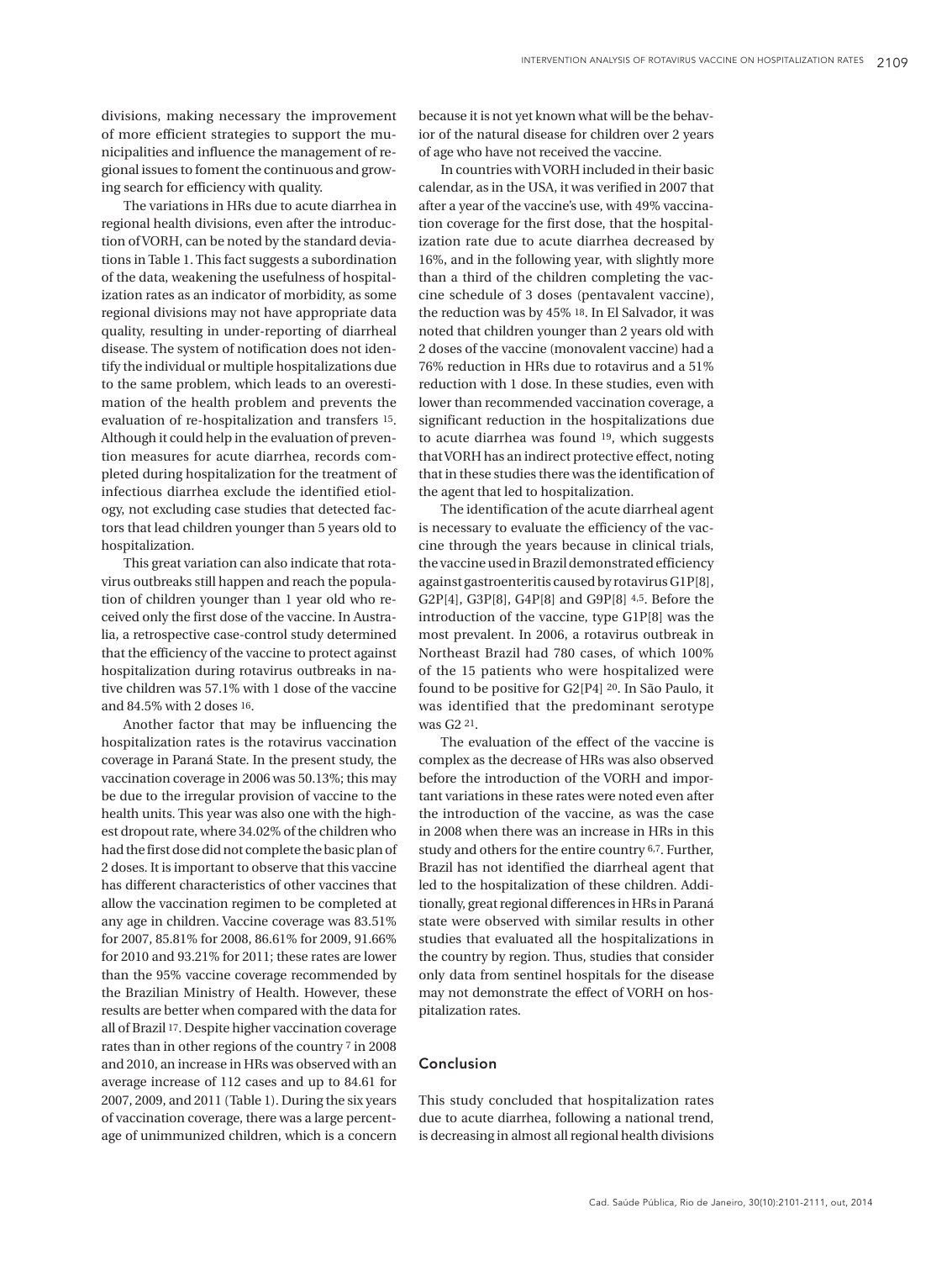divisions, making necessary the improvement of more efficient strategies to support the municipalities and influence the management of regional issues to foment the continuous and growing search for efficiency with quality.

The variations in HRs due to acute diarrhea in regional health divisions, even after the introduction of VORH, can be noted by the standard deviations in Table 1. This fact suggests a subordination of the data, weakening the usefulness of hospitalization rates as an indicator of morbidity, as some regional divisions may not have appropriate data quality, resulting in under-reporting of diarrheal disease. The system of notification does not identify the individual or multiple hospitalizations due to the same problem, which leads to an overestimation of the health problem and prevents the evaluation of re-hospitalization and transfers [15]. Although it could help in the evaluation of prevention measures for acute diarrhea, records completed during hospitalization for the treatment of infectious diarrhea exclude the identified etiology, not excluding case studies that detected factors that lead children younger than 5 years old to hospitalization.

This great variation can also indicate that rotavirus outbreaks still happen and reach the population of children younger than 1 year old who received only the first dose of the vaccine. In Australia, a retrospective case-control study determined that the efficiency of the vaccine to protect against hospitalization during rotavirus outbreaks in native children was 57.1% with 1 dose of the vaccine and 84.5% with 2 doses [16].

Another factor that may be influencing the hospitalization rates is the rotavirus vaccination coverage in Paraná State. In the present study, the vaccination coverage in 2006 was 50.13%; this may be due to the irregular provision of vaccine to the health units. This year was also one with the highest dropout rate, where 34.02% of the children who had the first dose did not complete the basic plan of 2 doses. It is important to observe that this vaccine has different characteristics of other vaccines that allow the vaccination regimen to be completed at any age in children. Vaccine coverage was 83.51% for 2007, 85.81% for 2008, 86.61% for 2009, 91.66% for 2010 and 93.21% for 2011; these rates are lower than the 95% vaccine coverage recommended by the Brazilian Ministry of Health. However, these results are better when compared with the data for all of Brazil [17]. Despite higher vaccination coverage rates than in other regions of the country [7] in 2008 and 2010, an increase in HRs was observed with an average increase of 112 cases and up to 84.61 for 2007, 2009, and 2011 (Table 1). During the six years of vaccination coverage, there was a large percentage of unimmunized children, which is a concern because it is not yet known what will be the behavior of the natural disease for children over 2 years of age who have not received the vaccine.

In countries with VORH included in their basic calendar, as in the USA, it was verified in 2007 that after a year of the vaccine's use, with 49% vaccination coverage for the first dose, that the hospitalization rate due to acute diarrhea decreased by 16%, and in the following year, with slightly more than a third of the children completing the vaccine schedule of 3 doses (pentavalent vaccine), the reduction was by 45% [18]. In El Salvador, it was noted that children younger than 2 years old with 2 doses of the vaccine (monovalent vaccine) had a 76% reduction in HRs due to rotavirus and a 51% reduction with 1 dose. In these studies, even with lower than recommended vaccination coverage, a significant reduction in the hospitalizations due to acute diarrhea was found [19], which suggests that VORH has an indirect protective effect, noting that in these studies there was the identification of the agent that led to hospitalization.

The identification of the acute diarrheal agent is necessary to evaluate the efficiency of the vaccine through the years because in clinical trials, the vaccine used in Brazil demonstrated efficiency against gastroenteritis caused by rotavirus G1P[8], G2P[4], G3P[8], G4P[8] and G9P[8] [4,5]. Before the introduction of the vaccine, type G1P[8] was the most prevalent. In 2006, a rotavirus outbreak in Northeast Brazil had 780 cases, of which 100% of the 15 patients who were hospitalized were found to be positive for G2[P4] [20]. In São Paulo, it was identified that the predominant serotype was G2 [21].

The evaluation of the effect of the vaccine is complex as the decrease of HRs was also observed before the introduction of the VORH and important variations in these rates were noted even after the introduction of the vaccine, as was the case in 2008 when there was an increase in HRs in this study and others for the entire country [6,7]. Further, Brazil has not identified the diarrheal agent that led to the hospitalization of these children. Additionally, great regional differences in HRs in Paraná state were observed with similar results in other studies that evaluated all the hospitalizations in the country by region. Thus, studies that consider only data from sentinel hospitals for the disease may not demonstrate the effect of VORH on hospitalization rates.

## Conclusion

This study concluded that hospitalization rates due to acute diarrhea, following a national trend, is decreasing in almost all regional health divisions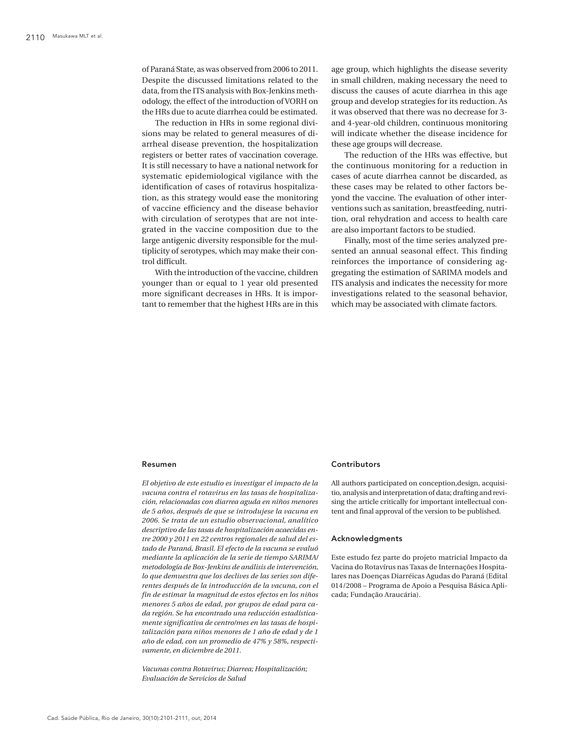of Paraná State, as was observed from 2006 to 2011. Despite the discussed limitations related to the data, from the ITS analysis with Box-Jenkins methodology, the effect of the introduction of VORH on the HRs due to acute diarrhea could be estimated.

The reduction in HRs in some regional divisions may be related to general measures of diarrheal disease prevention, the hospitalization registers or better rates of vaccination coverage. It is still necessary to have a national network for systematic epidemiological vigilance with the identification of cases of rotavirus hospitalization, as this strategy would ease the monitoring of vaccine efficiency and the disease behavior with circulation of serotypes that are not integrated in the vaccine composition due to the large antigenic diversity responsible for the multiplicity of serotypes, which may make their control difficult.

With the introduction of the vaccine, children younger than or equal to 1 year old presented more significant decreases in HRs. It is important to remember that the highest HRs are in this age group, which highlights the disease severity in small children, making necessary the need to discuss the causes of acute diarrhea in this age group and develop strategies for its reduction. As it was observed that there was no decrease for 3- and 4-year-old children, continuous monitoring will indicate whether the disease incidence for these age groups will decrease.

The reduction of the HRs was effective, but the continuous monitoring for a reduction in cases of acute diarrhea cannot be discarded, as these cases may be related to other factors beyond the vaccine. The evaluation of other interventions such as sanitation, breastfeeding, nutrition, oral rehydration and access to health care are also important factors to be studied.

Finally, most of the time series analyzed presented an annual seasonal effect. This finding reinforces the importance of considering aggregating the estimation of SARIMA models and ITS analysis and indicates the necessity for more investigations related to the seasonal behavior, which may be associated with climate factors.

## Resumen

*El objetivo de este estudio es investigar el impacto de la vacuna contra el rotavirus en las tasas de hospitalización, relacionadas con diarrea aguda en niños menores de 5 años, después de que se introdujese la vacuna en 2006. Se trata de un estudio observacional, analítico descriptivo de las tasas de hospitalización acaecidas entre 2000 y 2011 en 22 centros regionales de salud del estado de Paraná, Brasil. El efecto de la vacuna se evaluó mediante la aplicación de la serie de tiempo SARIMA/metodología de Box-Jenkins de análisis de intervención, lo que demuestra que los declives de las series son diferentes después de la introducción de la vacuna, con el fin de estimar la magnitud de estos efectos en los niños menores 5 años de edad, por grupos de edad para cada región. Se ha encontrado una reducción estadísticamente significativa de centro/mes en las tasas de hospitalización para niños menores de 1 año de edad y de 1 año de edad, con un promedio de 47% y 58%, respectivamente, en diciembre de 2011.*

*Vacunas contra Rotavirus; Diarrea; Hospitalización; Evaluación de Servicios de Salud*

## Contributors

All authors participated on conception,design, acquisitio, analysis and interpretation of data; drafting and revising the article critically for important intellectual content and final approval of the version to be published.

## Acknowledgments

Este estudo fez parte do projeto matricial Impacto da Vacina do Rotavírus nas Taxas de Internações Hospitalares nas Doenças Diarréicas Agudas do Paraná (Edital 014/2008 – Programa de Apoio a Pesquisa Básica Aplicada; Fundação Araucária).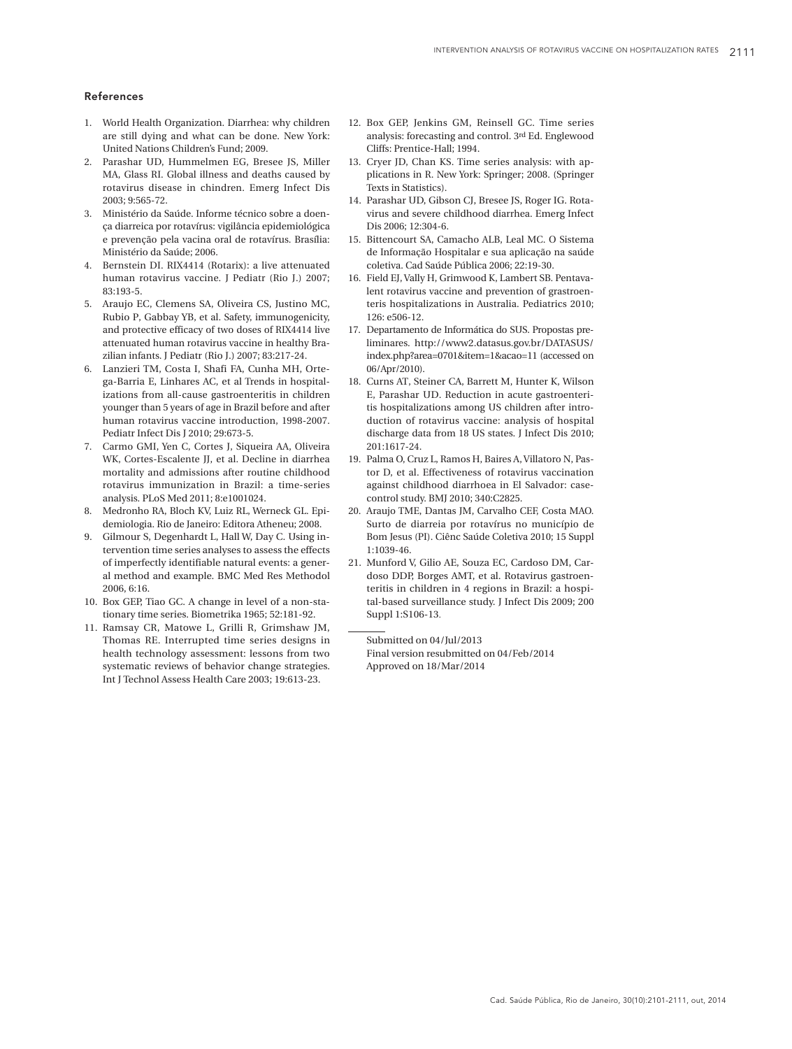## References

1. World Health Organization. Diarrhea: why children are still dying and what can be done. New York: United Nations Children's Fund; 2009.
2. Parashar UD, Hummelmen EG, Bresee JS, Miller MA, Glass RI. Global illness and deaths caused by rotavirus disease in chindren. Emerg Infect Dis 2003; 9:565-72.
3. Ministério da Saúde. Informe técnico sobre a doença diarreica por rotavírus: vigilância epidemiológica e prevenção pela vacina oral de rotavírus. Brasília: Ministério da Saúde; 2006.
4. Bernstein DI. RIX4414 (Rotarix): a live attenuated human rotavirus vaccine. J Pediatr (Rio J.) 2007; 83:193-5.
5. Araujo EC, Clemens SA, Oliveira CS, Justino MC, Rubio P, Gabbay YB, et al. Safety, immunogenicity, and protective efficacy of two doses of RIX4414 live attenuated human rotavirus vaccine in healthy Brazilian infants. J Pediatr (Rio J.) 2007; 83:217-24.
6. Lanzieri TM, Costa I, Shafi FA, Cunha MH, Ortega-Barria E, Linhares AC, et al Trends in hospitalizations from all-cause gastroenteritis in children younger than 5 years of age in Brazil before and after human rotavirus vaccine introduction, 1998-2007. Pediatr Infect Dis J 2010; 29:673-5.
7. Carmo GMI, Yen C, Cortes J, Siqueira AA, Oliveira WK, Cortes-Escalente JJ, et al. Decline in diarrhea mortality and admissions after routine childhood rotavirus immunization in Brazil: a time-series analysis. PLoS Med 2011; 8:e1001024.
8. Medronho RA, Bloch KV, Luiz RL, Werneck GL. Epidemiologia. Rio de Janeiro: Editora Atheneu; 2008.
9. Gilmour S, Degenhardt L, Hall W, Day C. Using intervention time series analyses to assess the effects of imperfectly identifiable natural events: a general method and example. BMC Med Res Methodol 2006, 6:16.
10. Box GEP, Tiao GC. A change in level of a non-stationary time series. Biometrika 1965; 52:181-92.
11. Ramsay CR, Matowe L, Grilli R, Grimshaw JM, Thomas RE. Interrupted time series designs in health technology assessment: lessons from two systematic reviews of behavior change strategies. Int J Technol Assess Health Care 2003; 19:613-23.
12. Box GEP, Jenkins GM, Reinsell GC. Time series analysis: forecasting and control. 3rd Ed. Englewood Cliffs: Prentice-Hall; 1994.
13. Cryer JD, Chan KS. Time series analysis: with applications in R. New York: Springer; 2008. (Springer Texts in Statistics).
14. Parashar UD, Gibson CJ, Bresee JS, Roger IG. Rotavirus and severe childhood diarrhea. Emerg Infect Dis 2006; 12:304-6.
15. Bittencourt SA, Camacho ALB, Leal MC. O Sistema de Informação Hospitalar e sua aplicação na saúde coletiva. Cad Saúde Pública 2006; 22:19-30.
16. Field EJ, Vally H, Grimwood K, Lambert SB. Pentavalent rotavirus vaccine and prevention of grastroenteris hospitalizations in Australia. Pediatrics 2010; 126: e506-12.
17. Departamento de Informática do SUS. Propostas preliminares. http://www2.datasus.gov.br/DATASUS/index.php?area=0701&item=1&acao=11 (accessed on 06/Apr/2010).
18. Curns AT, Steiner CA, Barrett M, Hunter K, Wilson E, Parashar UD. Reduction in acute gastroenteritis hospitalizations among US children after introduction of rotavirus vaccine: analysis of hospital discharge data from 18 US states. J Infect Dis 2010; 201:1617-24.
19. Palma O, Cruz L, Ramos H, Baires A, Villatoro N, Pastor D, et al. Effectiveness of rotavirus vaccination against childhood diarrhoea in El Salvador: case-control study. BMJ 2010; 340:C2825.
20. Araujo TME, Dantas JM, Carvalho CEF, Costa MAO. Surto de diarreia por rotavírus no município de Bom Jesus (PI). Ciênc Saúde Coletiva 2010; 15 Suppl 1:1039-46.
21. Munford V, Gilio AE, Souza EC, Cardoso DM, Cardoso DDP, Borges AMT, et al. Rotavirus gastroenteritis in children in 4 regions in Brazil: a hospital-based surveillance study. J Infect Dis 2009; 200 Suppl 1:S106-13.

Submitted on 04/Jul/2013
Final version resubmitted on 04/Feb/2014
Approved on 18/Mar/2014